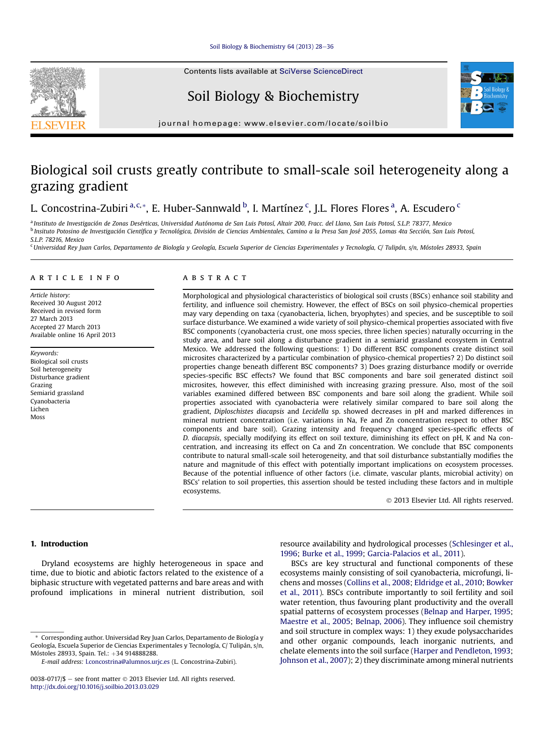# Biological soil crusts greatly contribute to small-scale soil heterogeneity along a grazing gradient

L. Concostrina-Zubiri [a,c,*], E. Huber-Sannwald [b], I. Martínez [c], J.L. Flores Flores [a], A. Escudero [c]

[a] Instituto de Investigación de Zonas Desérticas, Universidad Autónoma de San Luis Potosí, Altair 200, Fracc. del Llano, San Luis Potosí, S.L.P. 78377, Mexico
[b] Insituto Potosino de Investigación Científica y Tecnológica, División de Ciencias Ambientales, Camino a la Presa San José 2055, Lomas 4ta Sección, San Luis Potosí, S.L.P. 78216, Mexico
[c] Universidad Rey Juan Carlos, Departamento de Biología y Geología, Escuela Superior de Ciencias Experimentales y Tecnología, C/ Tulipán, s/n, Móstoles 28933, Spain

## ARTICLE INFO

*Article history:*
Received 30 August 2012
Received in revised form 27 March 2013
Accepted 27 March 2013
Available online 16 April 2013

*Keywords:*
Biological soil crusts
Soil heterogeneity
Disturbance gradient
Grazing
Semiarid grassland
Cyanobacteria
Lichen
Moss

## ABSTRACT

Morphological and physiological characteristics of biological soil crusts (BSCs) enhance soil stability and fertility, and influence soil chemistry. However, the effect of BSCs on soil physico-chemical properties may vary depending on taxa (cyanobacteria, lichen, bryophytes) and species, and be susceptible to soil surface disturbance. We examined a wide variety of soil physico-chemical properties associated with five BSC components (cyanobacteria crust, one moss species, three lichen species) naturally occurring in the study area, and bare soil along a disturbance gradient in a semiarid grassland ecosystem in Central Mexico. We addressed the following questions: 1) Do different BSC components create distinct soil microsites characterized by a particular combination of physico-chemical properties? 2) Do distinct soil properties change beneath different BSC components? 3) Does grazing disturbance modify or override species-specific BSC effects? We found that BSC components and bare soil generated distinct soil microsites, however, this effect diminished with increasing grazing pressure. Also, most of the soil variables examined differed between BSC components and bare soil along the gradient. While soil properties associated with cyanobacteria were relatively similar compared to bare soil along the gradient, *Diploschistes diacapsis* and *Lecidella* sp. showed decreases in pH and marked differences in mineral nutrient concentration (i.e. variations in Na, Fe and Zn concentration respect to other BSC components and bare soil). Grazing intensity and frequency changed species-specific effects of *D. diacapsis*, specially modifying its effect on soil texture, diminishing its effect on pH, K and Na concentration, and increasing its effect on Ca and Zn concentration. We conclude that BSC components contribute to natural small-scale soil heterogeneity, and that soil disturbance substantially modifies the nature and magnitude of this effect with potentially important implications on ecosystem processes. Because of the potential influence of other factors (i.e. climate, vascular plants, microbial activity) on BSCs' relation to soil properties, this assertion should be tested including these factors and in multiple ecosystems.

© 2013 Elsevier Ltd. All rights reserved.

## 1. Introduction

Dryland ecosystems are highly heterogeneous in space and time, due to biotic and abiotic factors related to the existence of a biphasic structure with vegetated patterns and bare areas and with profound implications in mineral nutrient distribution, soil resource availability and hydrological processes (Schlesinger et al., 1996; Burke et al., 1999; Garcia-Palacios et al., 2011).

BSCs are key structural and functional components of these ecosystems mainly consisting of soil cyanobacteria, microfungi, lichens and mosses (Collins et al., 2008; Eldridge et al., 2010; Bowker et al., 2011). BSCs contribute importantly to soil fertility and soil water retention, thus favouring plant productivity and the overall spatial patterns of ecosystem processes (Belnap and Harper, 1995; Maestre et al., 2005; Belnap, 2006). They influence soil chemistry and soil structure in complex ways: 1) they exude polysaccharides and other organic compounds, leach inorganic nutrients, and chelate elements into the soil surface (Harper and Pendleton, 1993; Johnson et al., 2007); 2) they discriminate among mineral nutrients

---

* Corresponding author. Universidad Rey Juan Carlos, Departamento de Biología y Geología, Escuela Superior de Ciencias Experimentales y Tecnología, C/ Tulipán, s/n, Móstoles 28933, Spain. Tel.: +34 914888288.
E-mail address: l.concostrina@alumnos.urjc.es (L. Concostrina-Zubiri).

0038-0717/$ – see front matter © 2013 Elsevier Ltd. All rights reserved.
http://dx.doi.org/10.1016/j.soilbio.2013.03.029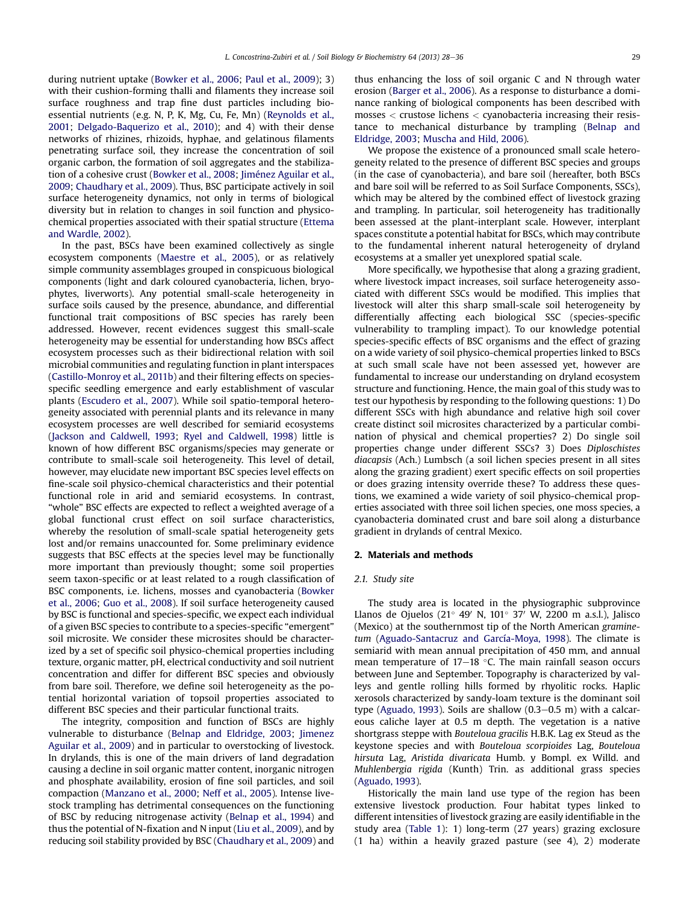during nutrient uptake (Bowker et al., 2006; Paul et al., 2009); 3) with their cushion-forming thalli and filaments they increase soil surface roughness and trap fine dust particles including bio-essential nutrients (e.g. N, P, K, Mg, Cu, Fe, Mn) (Reynolds et al., 2001; Delgado-Baquerizo et al., 2010); and 4) with their dense networks of rhizines, rhizoids, hyphae, and gelatinous filaments penetrating surface soil, they increase the concentration of soil organic carbon, the formation of soil aggregates and the stabilization of a cohesive crust (Bowker et al., 2008; Jiménez Aguilar et al., 2009; Chaudhary et al., 2009). Thus, BSC participate actively in soil surface heterogeneity dynamics, not only in terms of biological diversity but in relation to changes in soil function and physico-chemical properties associated with their spatial structure (Ettema and Wardle, 2002).

In the past, BSCs have been examined collectively as single ecosystem components (Maestre et al., 2005), or as relatively simple community assemblages grouped in conspicuous biological components (light and dark coloured cyanobacteria, lichen, bryophytes, liverworts). Any potential small-scale heterogeneity in surface soils caused by the presence, abundance, and differential functional trait compositions of BSC species has rarely been addressed. However, recent evidences suggest this small-scale heterogeneity may be essential for understanding how BSCs affect ecosystem processes such as their bidirectional relation with soil microbial communities and regulating function in plant interspaces (Castillo-Monroy et al., 2011b) and their filtering effects on species-specific seedling emergence and early establishment of vascular plants (Escudero et al., 2007). While soil spatio-temporal heterogeneity associated with perennial plants and its relevance in many ecosystem processes are well described for semiarid ecosystems (Jackson and Caldwell, 1993; Ryel and Caldwell, 1998) little is known of how different BSC organisms/species may generate or contribute to small-scale soil heterogeneity. This level of detail, however, may elucidate new important BSC species level effects on fine-scale soil physico-chemical characteristics and their potential functional role in arid and semiarid ecosystems. In contrast, "whole" BSC effects are expected to reflect a weighted average of a global functional crust effect on soil surface characteristics, whereby the resolution of small-scale spatial heterogeneity gets lost and/or remains unaccounted for. Some preliminary evidence suggests that BSC effects at the species level may be functionally more important than previously thought; some soil properties seem taxon-specific or at least related to a rough classification of BSC components, i.e. lichens, mosses and cyanobacteria (Bowker et al., 2006; Guo et al., 2008). If soil surface heterogeneity caused by BSC is functional and species-specific, we expect each individual of a given BSC species to contribute to a species-specific "emergent" soil microsite. We consider these microsites should be characterized by a set of specific soil physico-chemical properties including texture, organic matter, pH, electrical conductivity and soil nutrient concentration and differ for different BSC species and obviously from bare soil. Therefore, we define soil heterogeneity as the potential horizontal variation of topsoil properties associated to different BSC species and their particular functional traits.

The integrity, composition and function of BSCs are highly vulnerable to disturbance (Belnap and Eldridge, 2003; Jimenez Aguilar et al., 2009) and in particular to overstocking of livestock. In drylands, this is one of the main drivers of land degradation causing a decline in soil organic matter content, inorganic nitrogen and phosphate availability, erosion of fine soil particles, and soil compaction (Manzano et al., 2000; Neff et al., 2005). Intense livestock trampling has detrimental consequences on the functioning of BSC by reducing nitrogenase activity (Belnap et al., 1994) and thus the potential of N-fixation and N input (Liu et al., 2009), and by reducing soil stability provided by BSC (Chaudhary et al., 2009) and thus enhancing the loss of soil organic C and N through water erosion (Barger et al., 2006). As a response to disturbance a dominance ranking of biological components has been described with mosses < crustose lichens < cyanobacteria increasing their resistance to mechanical disturbance by trampling (Belnap and Eldridge, 2003; Muscha and Hild, 2006).

We propose the existence of a pronounced small scale heterogeneity related to the presence of different BSC species and groups (in the case of cyanobacteria), and bare soil (hereafter, both BSCs and bare soil will be referred to as Soil Surface Components, SSCs), which may be altered by the combined effect of livestock grazing and trampling. In particular, soil heterogeneity has traditionally been assessed at the plant-interplant scale. However, interplant spaces constitute a potential habitat for BSCs, which may contribute to the fundamental inherent natural heterogeneity of dryland ecosystems at a smaller yet unexplored spatial scale.

More specifically, we hypothesise that along a grazing gradient, where livestock impact increases, soil surface heterogeneity associated with different SSCs would be modified. This implies that livestock will alter this sharp small-scale soil heterogeneity by differentially affecting each biological SSC (species-specific vulnerability to trampling impact). To our knowledge potential species-specific effects of BSC organisms and the effect of grazing on a wide variety of soil physico-chemical properties linked to BSCs at such small scale have not been assessed yet, however are fundamental to increase our understanding on dryland ecosystem structure and functioning. Hence, the main goal of this study was to test our hypothesis by responding to the following questions: 1) Do different SSCs with high abundance and relative high soil cover create distinct soil microsites characterized by a particular combination of physical and chemical properties? 2) Do single soil properties change under different SSCs? 3) Does *Diploschistes diacapsis* (Ach.) Lumbsch (a soil lichen species present in all sites along the grazing gradient) exert specific effects on soil properties or does grazing intensity override these? To address these questions, we examined a wide variety of soil physico-chemical properties associated with three soil lichen species, one moss species, a cyanobacteria dominated crust and bare soil along a disturbance gradient in drylands of central Mexico.

## 2. Materials and methods

### 2.1. Study site

The study area is located in the physiographic subprovince Llanos de Ojuelos (21° 49′ N, 101° 37′ W, 2200 m a.s.l.), Jalisco (Mexico) at the southernmost tip of the North American *graminetum* (Aguado-Santacruz and García-Moya, 1998). The climate is semiarid with mean annual precipitation of 450 mm, and annual mean temperature of 17–18 °C. The main rainfall season occurs between June and September. Topography is characterized by valleys and gentle rolling hills formed by rhyolitic rocks. Haplic xerosols characterized by sandy-loam texture is the dominant soil type (Aguado, 1993). Soils are shallow (0.3–0.5 m) with a calcareous caliche layer at 0.5 m depth. The vegetation is a native shortgrass steppe with *Bouteloua gracilis* H.B.K. Lag ex Steud as the keystone species and with *Bouteloua scorpioides* Lag, *Bouteloua hirsuta* Lag, *Aristida divaricata* Humb. y Bompl. ex Willd. and *Muhlenbergia rigida* (Kunth) Trin. as additional grass species (Aguado, 1993).

Historically the main land use type of the region has been extensive livestock production. Four habitat types linked to different intensities of livestock grazing are easily identifiable in the study area (Table 1): 1) long-term (27 years) grazing exclosure (1 ha) within a heavily grazed pasture (see 4), 2) moderate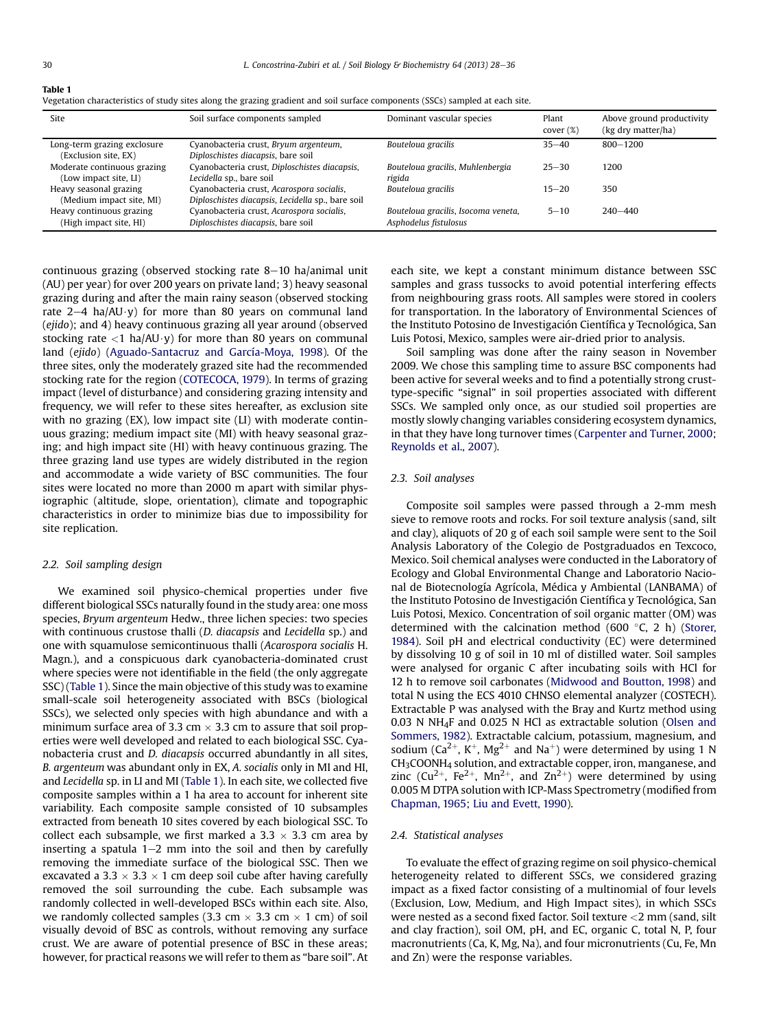**Table 1**
Vegetation characteristics of study sites along the grazing gradient and soil surface components (SSCs) sampled at each site.

| Site | Soil surface components sampled | Dominant vascular species | Plant cover (%) | Above ground productivity (kg dry matter/ha) |
|---|---|---|---|---|
| Long-term grazing exclosure (Exclusion site, EX) | Cyanobacteria crust, *Bryum argenteum*, *Diploschistes diacapsis*, bare soil | *Bouteloua gracilis* | 35–40 | 800–1200 |
| Moderate continuous grazing (Low impact site, LI) | Cyanobacteria crust, *Diploschistes diacapsis*, *Lecidella* sp., bare soil | *Bouteloua gracilis*, *Muhlenbergia rigida* | 25–30 | 1200 |
| Heavy seasonal grazing (Medium impact site, MI) | Cyanobacteria crust, *Acarospora socialis*, *Diploschistes diacapsis*, *Lecidella* sp., bare soil | *Bouteloua gracilis* | 15–20 | 350 |
| Heavy continuous grazing (High impact site, HI) | Cyanobacteria crust, *Acarospora socialis*, *Diploschistes diacapsis*, bare soil | *Bouteloua gracilis*, *Isocoma veneta*, *Asphodelus fistulosus* | 5–10 | 240–440 |

continuous grazing (observed stocking rate 8–10 ha/animal unit (AU) per year) for over 200 years on private land; 3) heavy seasonal grazing during and after the main rainy season (observed stocking rate 2–4 ha/AU·y) for more than 80 years on communal land (*ejido*); and 4) heavy continuous grazing all year around (observed stocking rate <1 ha/AU·y) for more than 80 years on communal land (*ejido*) (Aguado-Santacruz and García-Moya, 1998). Of the three sites, only the moderately grazed site had the recommended stocking rate for the region (COTECOCA, 1979). In terms of grazing impact (level of disturbance) and considering grazing intensity and frequency, we will refer to these sites hereafter, as exclusion site with no grazing (EX), low impact site (LI) with moderate continuous grazing; medium impact site (MI) with heavy seasonal grazing; and high impact site (HI) with heavy continuous grazing. The three grazing land use types are widely distributed in the region and accommodate a wide variety of BSC communities. The four sites were located no more than 2000 m apart with similar physiographic (altitude, slope, orientation), climate and topographic characteristics in order to minimize bias due to impossibility for site replication.

### 2.2. Soil sampling design

We examined soil physico-chemical properties under five different biological SSCs naturally found in the study area: one moss species, *Bryum argenteum* Hedw., three lichen species: two species with continuous crustose thalli (*D. diacapsis* and *Lecidella* sp.) and one with squamulose semicontinuous thalli (*Acarospora socialis* H. Magn.), and a conspicuous dark cyanobacteria-dominated crust where species were not identifiable in the field (the only aggregate SSC) (Table 1). Since the main objective of this study was to examine small-scale soil heterogeneity associated with BSCs (biological SSCs), we selected only species with high abundance and with a minimum surface area of 3.3 cm × 3.3 cm to assure that soil properties were well developed and related to each biological SSC. Cyanobacteria crust and *D. diacapsis* occurred abundantly in all sites, *B. argenteum* was abundant only in EX, *A. socialis* only in MI and HI, and *Lecidella* sp. in LI and MI (Table 1). In each site, we collected five composite samples within a 1 ha area to account for inherent site variability. Each composite sample consisted of 10 subsamples extracted from beneath 10 sites covered by each biological SSC. To collect each subsample, we first marked a 3.3 × 3.3 cm area by inserting a spatula 1–2 mm into the soil and then by carefully removing the immediate surface of the biological SSC. Then we excavated a 3.3 × 3.3 × 1 cm deep soil cube after having carefully removed the soil surrounding the cube. Each subsample was randomly collected in well-developed BSCs within each site. Also, we randomly collected samples (3.3 cm × 3.3 cm × 1 cm) of soil visually devoid of BSC as controls, without removing any surface crust. We are aware of potential presence of BSC in these areas; however, for practical reasons we will refer to them as "bare soil". At each site, we kept a constant minimum distance between SSC samples and grass tussocks to avoid potential interfering effects from neighbouring grass roots. All samples were stored in coolers for transportation. In the laboratory of Environmental Sciences of the Instituto Potosino de Investigación Científica y Tecnológica, San Luis Potosi, Mexico, samples were air-dried prior to analysis.

Soil sampling was done after the rainy season in November 2009. We chose this sampling time to assure BSC components had been active for several weeks and to find a potentially strong crust-type-specific "signal" in soil properties associated with different SSCs. We sampled only once, as our studied soil properties are mostly slowly changing variables considering ecosystem dynamics, in that they have long turnover times (Carpenter and Turner, 2000; Reynolds et al., 2007).

### 2.3. Soil analyses

Composite soil samples were passed through a 2-mm mesh sieve to remove roots and rocks. For soil texture analysis (sand, silt and clay), aliquots of 20 g of each soil sample were sent to the Soil Analysis Laboratory of the Colegio de Postgraduados en Texcoco, Mexico. Soil chemical analyses were conducted in the Laboratory of Ecology and Global Environmental Change and Laboratorio Nacional de Biotecnología Agrícola, Médica y Ambiental (LANBAMA) of the Instituto Potosino de Investigación Científica y Tecnológica, San Luis Potosi, Mexico. Concentration of soil organic matter (OM) was determined with the calcination method (600 °C, 2 h) (Storer, 1984). Soil pH and electrical conductivity (EC) were determined by dissolving 10 g of soil in 10 ml of distilled water. Soil samples were analysed for organic C after incubating soils with HCl for 12 h to remove soil carbonates (Midwood and Boutton, 1998) and total N using the ECS 4010 CHNSO elemental analyzer (COSTECH). Extractable P was analysed with the Bray and Kurtz method using 0.03 N $NH_4F$ and 0.025 N HCl as extractable solution (Olsen and Sommers, 1982). Extractable calcium, potassium, magnesium, and sodium ($Ca^{2+}$, $K^{+}$, $Mg^{2+}$ and $Na^{+}$) were determined by using 1 N $CH_3COONH_4$ solution, and extractable copper, iron, manganese, and zinc ($Cu^{2+}$, $Fe^{2+}$, $Mn^{2+}$, and $Zn^{2+}$) were determined by using 0.005 M DTPA solution with ICP-Mass Spectrometry (modified from Chapman, 1965; Liu and Evett, 1990).

### 2.4. Statistical analyses

To evaluate the effect of grazing regime on soil physico-chemical heterogeneity related to different SSCs, we considered grazing impact as a fixed factor consisting of a multinomial of four levels (Exclusion, Low, Medium, and High Impact sites), in which SSCs were nested as a second fixed factor. Soil texture <2 mm (sand, silt and clay fraction), soil OM, pH, and EC, organic C, total N, P, four macronutrients (Ca, K, Mg, Na), and four micronutrients (Cu, Fe, Mn and Zn) were the response variables.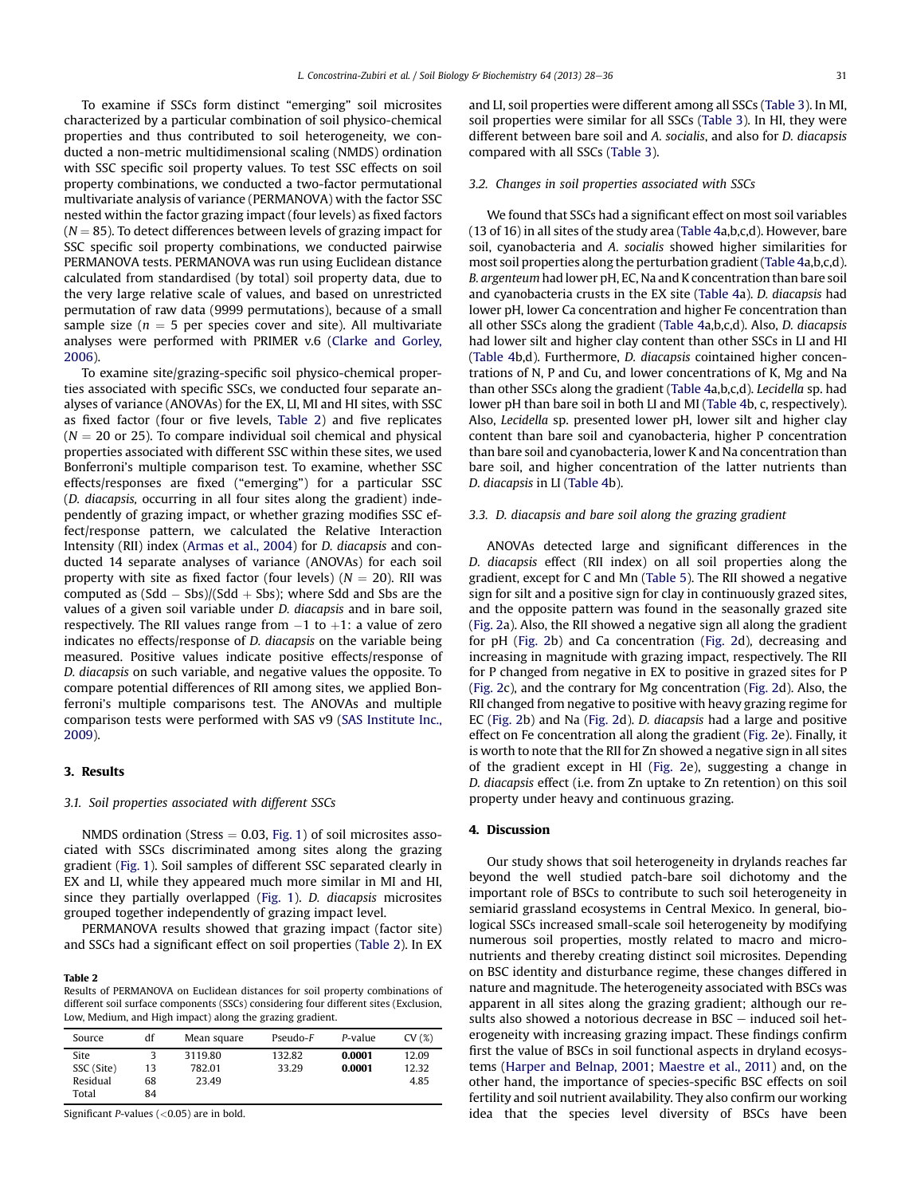To examine if SSCs form distinct "emerging" soil microsites characterized by a particular combination of soil physico-chemical properties and thus contributed to soil heterogeneity, we conducted a non-metric multidimensional scaling (NMDS) ordination with SSC specific soil property values. To test SSC effects on soil property combinations, we conducted a two-factor permutational multivariate analysis of variance (PERMANOVA) with the factor SSC nested within the factor grazing impact (four levels) as fixed factors ($N = 85$). To detect differences between levels of grazing impact for SSC specific soil property combinations, we conducted pairwise PERMANOVA tests. PERMANOVA was run using Euclidean distance calculated from standardised (by total) soil property data, due to the very large relative scale of values, and based on unrestricted permutation of raw data (9999 permutations), because of a small sample size ($n = 5$ per species cover and site). All multivariate analyses were performed with PRIMER v.6 (Clarke and Gorley, 2006).

To examine site/grazing-specific soil physico-chemical properties associated with specific SSCs, we conducted four separate analyses of variance (ANOVAs) for the EX, LI, MI and HI sites, with SSC as fixed factor (four or five levels, Table 2) and five replicates ($N = 20$ or 25). To compare individual soil chemical and physical properties associated with different SSCs within these sites, we used Bonferroni's multiple comparison test. To examine, whether SSC effects/responses are fixed ("emerging") for a particular SSC (*D. diacapsis*, occurring in all four sites along the gradient) independently of grazing impact, or whether grazing modifies SSC effect/response pattern, we calculated the Relative Interaction Intensity (RII) index (Armas et al., 2004) for *D. diacapsis* and conducted 14 separate analyses of variance (ANOVAs) for each soil property with site as fixed factor (four levels) ($N = 20$). RII was computed as $(Sdd - Sbs)/(Sdd + Sbs)$; where Sdd and Sbs are the values of a given soil variable under *D. diacapsis* and in bare soil, respectively. The RII values range from $-1$ to $+1$: a value of zero indicates no effects/response of *D. diacapsis* on the variable being measured. Positive values indicate positive effects/response of *D. diacapsis* on such variable, and negative values the opposite. To compare potential differences of RII among sites, we applied Bonferroni's multiple comparisons test. The ANOVAs and multiple comparison tests were performed with SAS v9 (SAS Institute Inc., 2009).

## 3. Results

### 3.1. Soil properties associated with different SSCs

NMDS ordination (Stress = 0.03, Fig. 1) of soil microsites associated with SSCs discriminated among sites along the grazing gradient (Fig. 1). Soil samples of different SSC separated clearly in EX and LI, while they appeared much more similar in MI and HI, since they partially overlapped (Fig. 1). *D. diacapsis* microsites grouped together independently of grazing impact level.

PERMANOVA results showed that grazing impact (factor site) and SSCs had a significant effect on soil properties (Table 2). In EX and LI, soil properties were different among all SSCs (Table 3). In MI, soil properties were similar for all SSCs (Table 3). In HI, they were different between bare soil and *A. socialis*, and also for *D. diacapsis* compared with all SSCs (Table 3).

**Table 2**
Results of PERMANOVA on Euclidean distances for soil property combinations of different soil surface components (SSCs) considering four different sites (Exclusion, Low, Medium, and High impact) along the grazing gradient.

| Source | df | Mean square | Pseudo-*F* | *P*-value | CV (%) |
|---|---|---|---|---|---|
| Site | 3 | 3119.80 | 132.82 | **0.0001** | 12.09 |
| SSC (Site) | 13 | 782.01 | 33.29 | **0.0001** | 12.32 |
| Residual | 68 | 23.49 | | | 4.85 |
| Total | 84 | | | | |

Significant *P*-values (<0.05) are in bold.

### 3.2. Changes in soil properties associated with SSCs

We found that SSCs had a significant effect on most soil variables (13 of 16) in all sites of the study area (Table 4a,b,c,d). However, bare soil, cyanobacteria and *A. socialis* showed higher similarities for most soil properties along the perturbation gradient (Table 4a,b,c,d). *B. argenteum* had lower pH, EC, Na and K concentration than bare soil and cyanobacteria crusts in the EX site (Table 4a). *D. diacapsis* had lower pH, lower Ca concentration and higher Fe concentration than all other SSCs along the gradient (Table 4a,b,c,d). Also, *D. diacapsis* had lower silt and higher clay content than other SSCs in LI and HI (Table 4b,d). Furthermore, *D. diacapsis* cointained higher concentrations of N, P and Cu, and lower concentrations of K, Mg and Na than other SSCs along the gradient (Table 4a,b,c,d). *Lecidella* sp. had lower pH than bare soil in both LI and MI (Table 4b, c, respectively). Also, *Lecidella* sp. presented lower pH, lower silt and higher clay content than bare soil and cyanobacteria, higher P concentration than bare soil and cyanobacteria, lower K and Na concentration than bare soil, and higher concentration of the latter nutrients than *D. diacapsis* in LI (Table 4b).

### 3.3. D. diacapsis and bare soil along the grazing gradient

ANOVAs detected large and significant differences in the *D. diacapsis* effect (RII index) on all soil properties along the gradient, except for C and Mn (Table 5). The RII showed a negative sign for silt and a positive sign for clay in continuously grazed sites, and the opposite pattern was found in the seasonally grazed site (Fig. 2a). Also, the RII showed a negative sign all along the gradient for pH (Fig. 2b) and Ca concentration (Fig. 2d), decreasing and increasing in magnitude with grazing impact, respectively. The RII for P changed from negative in EX to positive in grazed sites for P (Fig. 2c), and the contrary for Mg concentration (Fig. 2d). Also, the RII changed from negative to positive with heavy grazing regime for EC (Fig. 2b) and Na (Fig. 2d). *D. diacapsis* had a large and positive effect on Fe concentration all along the gradient (Fig. 2e). Finally, it is worth to note that the RII for Zn showed a negative sign in all sites of the gradient except in HI (Fig. 2e), suggesting a change in *D. diacapsis* effect (i.e. from Zn uptake to Zn retention) on this soil property under heavy and continuous grazing.

## 4. Discussion

Our study shows that soil heterogeneity in drylands reaches far beyond the well studied patch-bare soil dichotomy and the important role of BSCs to contribute to such soil heterogeneity in semiarid grassland ecosystems in Central Mexico. In general, biological SSCs increased small-scale soil heterogeneity by modifying numerous soil properties, mostly related to macro and micronutrients and thereby creating distinct soil microsites. Depending on BSC identity and disturbance regime, these changes differed in nature and magnitude. The heterogeneity associated with BSCs was apparent in all sites along the grazing gradient; although our results also showed a notorious decrease in BSC − induced soil heterogeneity with increasing grazing impact. These findings confirm first the value of BSCs in soil functional aspects in dryland ecosystems (Harper and Belnap, 2001; Maestre et al., 2011) and, on the other hand, the importance of species-specific BSC effects on soil fertility and soil nutrient availability. They also confirm our working idea that the species level diversity of BSCs have been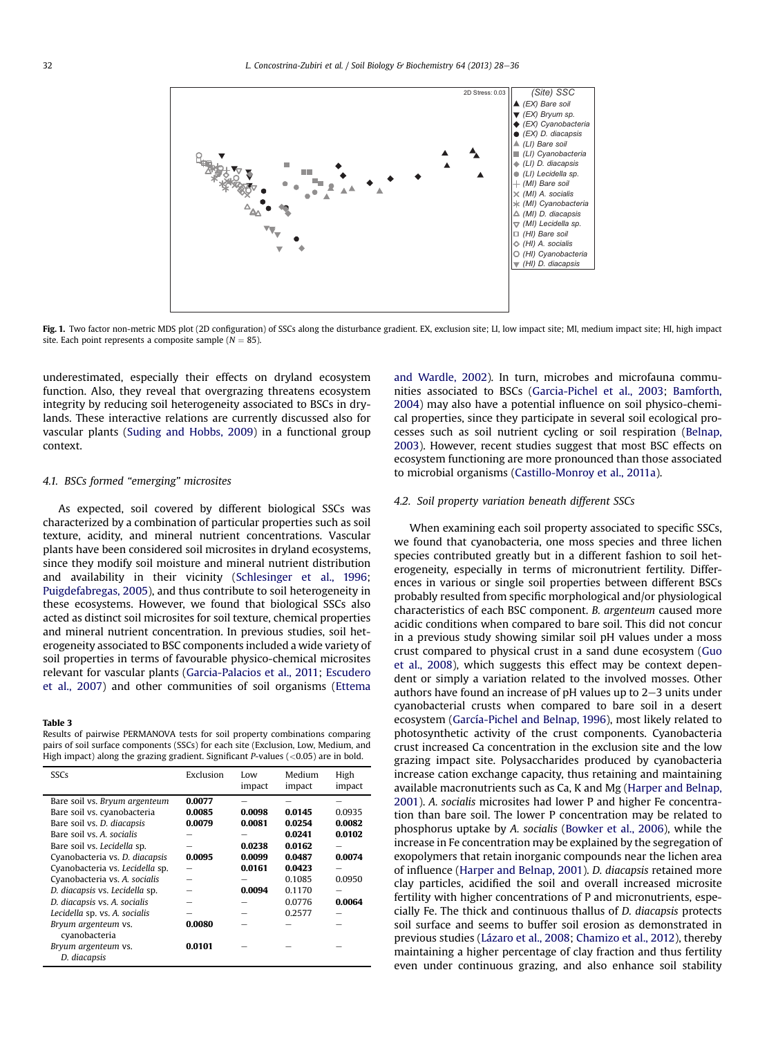Fig. 1. Two factor non-metric MDS plot (2D configuration) of SSCs along the disturbance gradient. EX, exclusion site; LI, low impact site; MI, medium impact site; HI, high impact site. Each point represents a composite sample ($N = 85$).

underestimated, especially their effects on dryland ecosystem function. Also, they reveal that overgrazing threatens ecosystem integrity by reducing soil heterogeneity associated to BSCs in drylands. These interactive relations are currently discussed also for vascular plants (Suding and Hobbs, 2009) in a functional group context.

### 4.1. BSCs formed "emerging" microsites

As expected, soil covered by different biological SSCs was characterized by a combination of particular properties such as soil texture, acidity, and mineral nutrient concentrations. Vascular plants have been considered soil microsites in dryland ecosystems, since they modify soil moisture and mineral nutrient distribution and availability in their vicinity (Schlesinger et al., 1996; Puigdefabregas, 2005), and thus contribute to soil heterogeneity in these ecosystems. However, we found that biological SSCs also acted as distinct soil microsites for soil texture, chemical properties and mineral nutrient concentration. In previous studies, soil heterogeneity associated to BSC components included a wide variety of soil properties in terms of favourable physico-chemical microsites relevant for vascular plants (Garcia-Palacios et al., 2011; Escudero et al., 2007) and other communities of soil organisms (Ettema and Wardle, 2002). In turn, microbes and microfauna communities associated to BSCs (Garcia-Pichel et al., 2003; Bamforth, 2004) may also have a potential influence on soil physico-chemical properties, since they participate in several soil ecological processes such as soil nutrient cycling or soil respiration (Belnap, 2003). However, recent studies suggest that most BSC effects on ecosystem functioning are more pronounced than those associated to microbial organisms (Castillo-Monroy et al., 2011a).

**Table 3**
Results of pairwise PERMANOVA tests for soil property combinations comparing pairs of soil surface components (SSCs) for each site (Exclusion, Low, Medium, and High impact) along the grazing gradient. Significant *P*-values (<0.05) are in bold.

| SSCs | Exclusion | Low impact | Medium impact | High impact |
|---|---|---|---|---|
| Bare soil vs. *Bryum argenteum* | **0.0077** | – | – | – |
| Bare soil vs. cyanobacteria | **0.0085** | **0.0098** | **0.0145** | 0.0935 |
| Bare soil vs. *D. diacapsis* | **0.0079** | **0.0081** | **0.0254** | **0.0082** |
| Bare soil vs. *A. socialis* | – | – | **0.0241** | **0.0102** |
| Bare soil vs. *Lecidella* sp. | – | **0.0238** | **0.0162** | – |
| Cyanobacteria vs. *D. diacapsis* | **0.0095** | **0.0099** | **0.0487** | **0.0074** |
| Cyanobacteria vs. *Lecidella* sp. | – | **0.0161** | **0.0423** | – |
| Cyanobacteria vs. *A. socialis* | – | – | 0.1085 | 0.0950 |
| *D. diacapsis* vs. *Lecidella* sp. | – | **0.0094** | 0.1170 | – |
| *D. diacapsis* vs. *A. socialis* | – | – | 0.0776 | **0.0064** |
| *Lecidella* sp. vs. *A. socialis* | – | – | 0.2577 | – |
| *Bryum argenteum* vs. cyanobacteria | **0.0080** | – | – | – |
| *Bryum argenteum* vs. *D. diacapsis* | **0.0101** | – | – | – |

### 4.2. Soil property variation beneath different SSCs

When examining each soil property associated to specific SSCs, we found that cyanobacteria, one moss species and three lichen species contributed greatly but in a different fashion to soil heterogeneity, especially in terms of micronutrient fertility. Differences in various or single soil properties between different BSCs probably resulted from specific morphological and/or physiological characteristics of each BSC component. *B. argenteum* caused more acidic conditions when compared to bare soil. This did not concur in a previous study showing similar soil pH values under a moss crust compared to physical crust in a sand dune ecosystem (Guo et al., 2008), which suggests this effect may be context dependent or simply a variation related to the involved mosses. Other authors have found an increase of pH values up to 2–3 units under cyanobacterial crusts when compared to bare soil in a desert ecosystem (García-Pichel and Belnap, 1996), most likely related to photosynthetic activity of the crust components. Cyanobacteria crust increased Ca concentration in the exclusion site and the low grazing impact site. Polysaccharides produced by cyanobacteria increase cation exchange capacity, thus retaining and maintaining available macronutrients such as Ca, K and Mg (Harper and Belnap, 2001). *A. socialis* microsites had lower P and higher Fe concentration than bare soil. The lower P concentration may be related to phosphorus uptake by *A. socialis* (Bowker et al., 2006), while the increase in Fe concentration may be explained by the segregation of exopolymers that retain inorganic compounds near the lichen area of influence (Harper and Belnap, 2001). *D. diacapsis* retained more clay particles, acidified the soil and overall increased microsite fertility with higher concentrations of P and micronutrients, especially Fe. The thick and continuous thallus of *D. diacapsis* protects soil surface and seems to buffer soil erosion as demonstrated in previous studies (Lázaro et al., 2008; Chamizo et al., 2012), thereby maintaining a higher percentage of clay fraction and thus fertility even under continuous grazing, and also enhance soil stability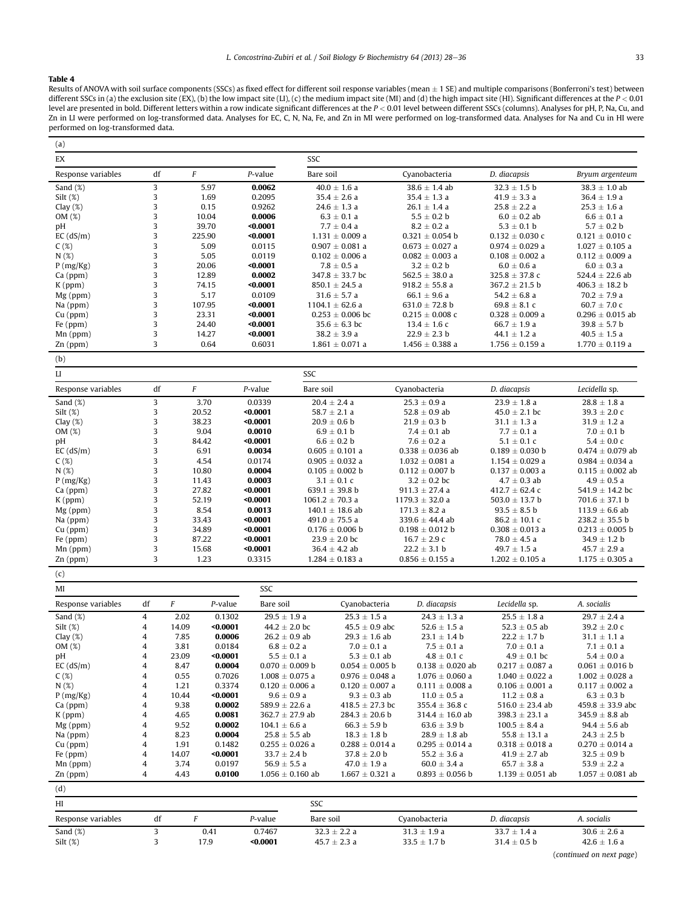**Table 4**

Results of ANOVA with soil surface components (SSCs) as fixed effect for different soil response variables (mean ± 1 SE) and multiple comparisons (Bonferroni's test) between different SSCs in (a) the exclusion site (EX), (b) the low impact site (LI), (c) the medium impact site (MI) and (d) the high impact site (HI). Significant differences at the $P < 0.01$ level are presented in bold. Different letters within a row indicate significant differences at the $P < 0.01$ level between different SSCs (columns). Analyses for pH, P, Na, Cu, and Zn in LI were performed on log-transformed data. Analyses for EC, C, N, Na, Fe, and Zn in MI were performed on log-transformed data. Analyses for Na and Cu in HI were performed on log-transformed data.

(a)

| EX | | | | SSC | | | |
|---|---|---|---|---|---|---|---|
| Response variables | df | *F* | *P*-value | Bare soil | Cyanobacteria | *D. diacapsis* | *Bryum argenteum* |
| Sand (%) | 3 | 5.97 | **0.0062** | 40.0 ± 1.6 a | 38.6 ± 1.4 ab | 32.3 ± 1.5 b | 38.3 ± 1.0 ab |
| Silt (%) | 3 | 1.69 | 0.2095 | 35.4 ± 2.6 a | 35.4 ± 1.3 a | 41.9 ± 3.3 a | 36.4 ± 1.9 a |
| Clay (%) | 3 | 0.15 | 0.9262 | 24.6 ± 1.3 a | 26.1 ± 1.4 a | 25.8 ± 2.2 a | 25.3 ± 1.6 a |
| OM (%) | 3 | 10.04 | **0.0006** | 6.3 ± 0.1 a | 5.5 ± 0.2 b | 6.0 ± 0.2 ab | 6.6 ± 0.1 a |
| pH | 3 | 39.70 | **<0.0001** | 7.7 ± 0.4 a | 8.2 ± 0.2 a | 5.3 ± 0.1 b | 5.7 ± 0.2 b |
| EC (dS/m) | 3 | 225.90 | **<0.0001** | 1.131 ± 0.009 a | 0.321 ± 0.054 b | 0.132 ± 0.030 c | 0.121 ± 0.010 c |
| C (%) | 3 | 5.09 | 0.0115 | 0.907 ± 0.081 a | 0.673 ± 0.027 a | 0.974 ± 0.029 a | 1.027 ± 0.105 a |
| N (%) | 3 | 5.05 | 0.0119 | 0.102 ± 0.006 a | 0.082 ± 0.003 a | 0.108 ± 0.002 a | 0.112 ± 0.009 a |
| P (mg/Kg) | 3 | 20.06 | **<0.0001** | 7.8 ± 0.5 a | 3.2 ± 0.2 b | 6.0 ± 0.6 a | 6.0 ± 0.3 a |
| Ca (ppm) | 3 | 12.89 | **0.0002** | 347.8 ± 38.0 bc | 562.5 ± 38.0 a | 325.8 ± 37.8 c | 524.4 ± 22.6 ab |
| K (ppm) | 3 | 74.15 | **<0.0001** | 850.1 ± 24.5 a | 918.2 ± 55.8 a | 367.2 ± 21.5 b | 406.3 ± 18.2 b |
| Mg (ppm) | 3 | 5.17 | 0.0109 | 31.6 ± 5.7 a | 66.1 ± 9.6 a | 54.2 ± 6.8 a | 70.2 ± 7.9 a |
| Na (ppm) | 3 | 107.95 | **<0.0001** | 1104.1 ± 62.6 a | 631.0 ± 72.8 b | 69.8 ± 8.1 c | 60.7 ± 7.0 c |
| Cu (ppm) | 3 | 23.31 | **<0.0001** | 0.253 ± 0.006 bc | 0.215 ± 0.008 c | 0.328 ± 0.009 a | 0.296 ± 0.015 ab |
| Fe (ppm) | 3 | 24.40 | **<0.0001** | 35.6 ± 6.3 bc | 13.4 ± 1.6 c | 66.7 ± 1.9 a | 39.8 ± 5.7 b |
| Mn (ppm) | 3 | 14.27 | **<0.0001** | 38.2 ± 3.9 a | 22.9 ± 2.3 b | 44.1 ± 1.2 a | 40.5 ± 1.5 a |
| Zn (ppm) | 3 | 0.64 | 0.6031 | 1.861 ± 0.071 a | 1.456 ± 0.388 a | 1.756 ± 0.159 a | 1.770 ± 0.119 a |

(b)

| LI | | | | SSC | | | |
|---|---|---|---|---|---|---|---|
| Response variables | df | *F* | *P*-value | Bare soil | Cyanobacteria | *D. diacapsis* | *Lecidella* sp. |
| Sand (%) | 3 | 3.70 | 0.0339 | 20.4 ± 2.4 a | 25.3 ± 0.9 a | 23.9 ± 1.8 a | 28.8 ± 1.8 a |
| Silt (%) | 3 | 20.52 | **<0.0001** | 58.7 ± 2.1 a | 52.8 ± 0.9 ab | 45.0 ± 2.1 bc | 39.3 ± 2.0 c |
| Clay (%) | 3 | 38.23 | **<0.0001** | 20.9 ± 0.6 b | 21.9 ± 0.3 b | 31.1 ± 1.3 a | 31.9 ± 1.2 a |
| OM (%) | 3 | 9.04 | **0.0010** | 6.9 ± 0.1 b | 7.4 ± 0.1 ab | 7.7 ± 0.1 a | 7.0 ± 0.1 b |
| pH | 3 | 84.42 | **<0.0001** | 6.6 ± 0.2 b | 7.6 ± 0.2 a | 5.1 ± 0.1 c | 5.4 ± 0.0 c |
| EC (dS/m) | 3 | 6.91 | **0.0034** | 0.605 ± 0.101 a | 0.338 ± 0.036 ab | 0.189 ± 0.030 b | 0.474 ± 0.079 ab |
| C (%) | 3 | 4.54 | 0.0174 | 0.905 ± 0.032 a | 1.032 ± 0.081 a | 1.154 ± 0.029 a | 0.984 ± 0.034 a |
| N (%) | 3 | 10.80 | **0.0004** | 0.105 ± 0.002 b | 0.112 ± 0.007 b | 0.137 ± 0.003 a | 0.115 ± 0.002 ab |
| P (mg/Kg) | 3 | 11.43 | **0.0003** | 3.1 ± 0.1 c | 3.2 ± 0.2 bc | 4.7 ± 0.3 ab | 4.9 ± 0.5 a |
| Ca (ppm) | 3 | 27.82 | **<0.0001** | 639.1 ± 39.8 b | 911.3 ± 27.4 a | 412.7 ± 62.4 c | 541.9 ± 14.2 bc |
| K (ppm) | 3 | 52.19 | **<0.0001** | 1061.2 ± 70.3 a | 1179.3 ± 32.0 a | 503.0 ± 13.7 b | 701.6 ± 37.1 b |
| Mg (ppm) | 3 | 8.54 | **0.0013** | 140.1 ± 18.6 ab | 171.3 ± 8.2 a | 93.5 ± 8.5 b | 113.9 ± 6.6 ab |
| Na (ppm) | 3 | 33.43 | **<0.0001** | 491.0 ± 75.5 a | 339.6 ± 44.4 ab | 86.2 ± 10.1 c | 238.2 ± 35.5 b |
| Cu (ppm) | 3 | 34.89 | **<0.0001** | 0.176 ± 0.006 b | 0.198 ± 0.012 b | 0.308 ± 0.013 a | 0.213 ± 0.005 b |
| Fe (ppm) | 3 | 87.22 | **<0.0001** | 23.9 ± 2.0 bc | 16.7 ± 2.9 c | 78.0 ± 4.5 a | 34.9 ± 1.2 b |
| Mn (ppm) | 3 | 15.68 | **<0.0001** | 36.4 ± 4.2 ab | 22.2 ± 3.1 b | 49.7 ± 1.5 a | 45.7 ± 2.9 a |
| Zn (ppm) | 3 | 1.23 | 0.3315 | 1.284 ± 0.183 a | 0.856 ± 0.155 a | 1.202 ± 0.105 a | 1.175 ± 0.305 a |

(c)

| MI | | | | SSC | | | | |
|---|---|---|---|---|---|---|---|---|
| Response variables | df | *F* | *P*-value | Bare soil | Cyanobacteria | *D. diacapsis* | *Lecidella* sp. | *A. socialis* |
| Sand (%) | 4 | 2.02 | 0.1302 | 29.5 ± 1.9 a | 25.3 ± 1.5 a | 24.3 ± 1.3 a | 25.5 ± 1.8 a | 29.7 ± 2.4 a |
| Silt (%) | 4 | 14.09 | **<0.0001** | 44.2 ± 2.0 bc | 45.5 ± 0.9 abc | 52.6 ± 1.5 a | 52.3 ± 0.5 ab | 39.2 ± 2.0 c |
| Clay (%) | 4 | 7.85 | **0.0006** | 26.2 ± 0.9 ab | 29.3 ± 1.6 ab | 23.1 ± 1.4 b | 22.2 ± 1.7 b | 31.1 ± 1.1 a |
| OM (%) | 4 | 3.81 | 0.0184 | 6.8 ± 0.2 a | 7.0 ± 0.1 a | 7.5 ± 0.1 a | 7.0 ± 0.1 a | 7.1 ± 0.1 a |
| pH | 4 | 23.09 | **<0.0001** | 5.5 ± 0.1 a | 5.3 ± 0.1 ab | 4.8 ± 0.1 c | 4.9 ± 0.1 bc | 5.4 ± 0.0 a |
| EC (dS/m) | 4 | 8.47 | **0.0004** | 0.070 ± 0.009 b | 0.054 ± 0.005 b | 0.138 ± 0.020 ab | 0.217 ± 0.087 a | 0.061 ± 0.016 b |
| C (%) | 4 | 0.55 | 0.7026 | 1.008 ± 0.075 a | 0.976 ± 0.048 a | 1.076 ± 0.060 a | 1.040 ± 0.022 a | 1.002 ± 0.028 a |
| N (%) | 4 | 1.21 | 0.3374 | 0.120 ± 0.006 a | 0.120 ± 0.007 a | 0.111 ± 0.008 a | 0.106 ± 0.001 a | 0.117 ± 0.002 a |
| P (mg/Kg) | 4 | 10.44 | **<0.0001** | 9.6 ± 0.9 a | 9.3 ± 0.3 ab | 11.0 ± 0.5 a | 11.2 ± 0.8 a | 6.3 ± 0.3 b |
| Ca (ppm) | 4 | 9.38 | **0.0002** | 589.9 ± 22.6 a | 418.5 ± 27.3 bc | 355.4 ± 36.8 c | 516.0 ± 23.4 ab | 459.8 ± 33.9 abc |
| K (ppm) | 4 | 4.65 | **0.0081** | 362.7 ± 27.9 ab | 284.3 ± 20.6 b | 314.4 ± 16.0 ab | 398.3 ± 23.1 a | 345.9 ± 8.8 ab |
| Mg (ppm) | 4 | 9.52 | **0.0002** | 104.1 ± 6.6 a | 66.3 ± 5.9 b | 63.6 ± 3.9 b | 100.5 ± 8.4 a | 94.4 ± 5.6 ab |
| Na (ppm) | 4 | 8.23 | **0.0004** | 25.8 ± 5.5 ab | 18.3 ± 1.8 b | 28.9 ± 1.8 ab | 55.8 ± 13.1 a | 24.3 ± 2.5 b |
| Cu (ppm) | 4 | 1.91 | 0.1482 | 0.255 ± 0.026 a | 0.288 ± 0.014 a | 0.295 ± 0.014 a | 0.318 ± 0.018 a | 0.270 ± 0.014 a |
| Fe (ppm) | 4 | 14.07 | **<0.0001** | 33.7 ± 2.4 b | 37.8 ± 2.0 b | 55.2 ± 3.6 a | 41.9 ± 2.7 ab | 32.5 ± 0.9 b |
| Mn (ppm) | 4 | 3.74 | 0.0197 | 56.9 ± 5.5 a | 47.0 ± 1.9 a | 60.0 ± 3.4 a | 65.7 ± 3.8 a | 53.9 ± 2.2 a |
| Zn (ppm) | 4 | 4.43 | **0.0100** | 1.056 ± 0.160 ab | 1.667 ± 0.321 a | 0.893 ± 0.056 b | 1.139 ± 0.051 ab | 1.057 ± 0.081 ab |

(d)

| HI | | | | SSC | | | |
|---|---|---|---|---|---|---|---|
| Response variables | df | *F* | *P*-value | Bare soil | Cyanobacteria | *D. diacapsis* | *A. socialis* |
| Sand (%) | 3 | 0.41 | 0.7467 | 32.3 ± 2.2 a | 31.3 ± 1.9 a | 33.7 ± 1.4 a | 30.6 ± 2.6 a |
| Silt (%) | 3 | 17.9 | **<0.0001** | 45.7 ± 2.3 a | 33.5 ± 1.7 b | 31.4 ± 0.5 b | 42.6 ± 1.6 a |

(continued on next page)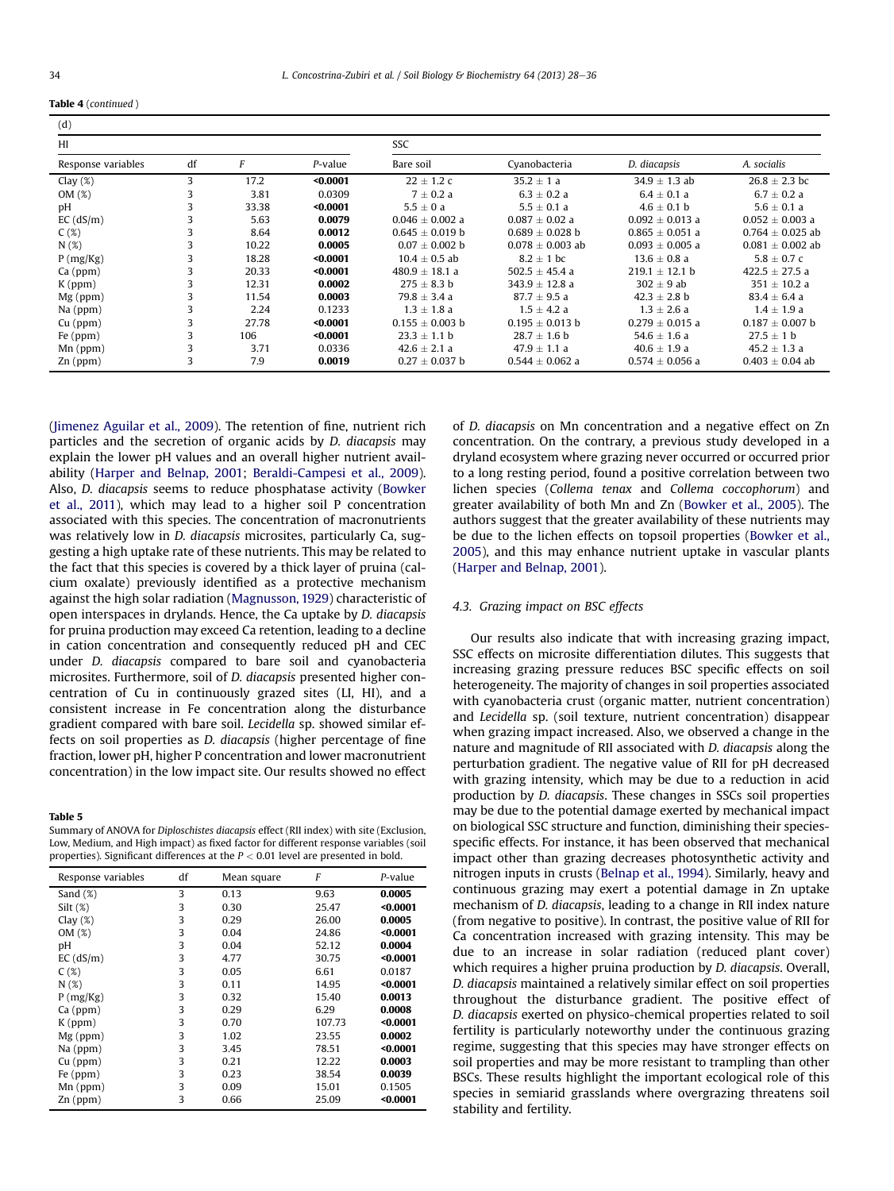**Table 4** (*continued*)

(d)

| HI | | | | SSC | | | |
|---|---|---|---|---|---|---|---|
| Response variables | df | F | P-value | Bare soil | Cyanobacteria | *D. diacapsis* | *A. socialis* |
| Clay (%) | 3 | 17.2 | **<0.0001** | 22 ± 1.2 c | 35.2 ± 1 a | 34.9 ± 1.3 ab | 26.8 ± 2.3 bc |
| OM (%) | 3 | 3.81 | 0.0309 | 7 ± 0.2 a | 6.3 ± 0.2 a | 6.4 ± 0.1 a | 6.7 ± 0.2 a |
| pH | 3 | 33.38 | **<0.0001** | 5.5 ± 0 a | 5.5 ± 0.1 a | 4.6 ± 0.1 b | 5.6 ± 0.1 a |
| EC (dS/m) | 3 | 5.63 | **0.0079** | 0.046 ± 0.002 a | 0.087 ± 0.02 a | 0.092 ± 0.013 a | 0.052 ± 0.003 a |
| C (%) | 3 | 8.64 | **0.0012** | 0.645 ± 0.019 b | 0.689 ± 0.028 b | 0.865 ± 0.051 a | 0.764 ± 0.025 ab |
| N (%) | 3 | 10.22 | **0.0005** | 0.07 ± 0.002 b | 0.078 ± 0.003 ab | 0.093 ± 0.005 a | 0.081 ± 0.002 ab |
| P (mg/Kg) | 3 | 18.28 | **<0.0001** | 10.4 ± 0.5 ab | 8.2 ± 1 bc | 13.6 ± 0.8 a | 5.8 ± 0.7 c |
| Ca (ppm) | 3 | 20.33 | **<0.0001** | 480.9 ± 18.1 a | 502.5 ± 45.4 a | 219.1 ± 12.1 b | 422.5 ± 27.5 a |
| K (ppm) | 3 | 12.31 | **0.0002** | 275 ± 8.3 b | 343.9 ± 12.8 a | 302 ± 9 ab | 351 ± 10.2 a |
| Mg (ppm) | 3 | 11.54 | **0.0003** | 79.8 ± 3.4 a | 87.7 ± 9.5 a | 42.3 ± 2.8 b | 83.4 ± 6.4 a |
| Na (ppm) | 3 | 2.24 | 0.1233 | 1.3 ± 1.8 a | 1.5 ± 4.2 a | 1.3 ± 2.6 a | 1.4 ± 1.9 a |
| Cu (ppm) | 3 | 27.78 | **<0.0001** | 0.155 ± 0.003 b | 0.195 ± 0.013 b | 0.279 ± 0.015 a | 0.187 ± 0.007 b |
| Fe (ppm) | 3 | 106 | **<0.0001** | 23.3 ± 1.1 b | 28.7 ± 1.6 b | 54.6 ± 1.6 a | 27.5 ± 1 b |
| Mn (ppm) | 3 | 3.71 | 0.0336 | 42.6 ± 2.1 a | 47.9 ± 1.1 a | 40.6 ± 1.9 a | 45.2 ± 1.3 a |
| Zn (ppm) | 3 | 7.9 | **0.0019** | 0.27 ± 0.037 b | 0.544 ± 0.062 a | 0.574 ± 0.056 a | 0.403 ± 0.04 ab |

(Jimenez Aguilar et al., 2009). The retention of fine, nutrient rich particles and the secretion of organic acids by *D. diacapsis* may explain the lower pH values and an overall higher nutrient availability (Harper and Belnap, 2001; Beraldi-Campesi et al., 2009). Also, *D. diacapsis* seems to reduce phosphatase activity (Bowker et al., 2011), which may lead to a higher soil P concentration associated with this species. The concentration of macronutrients was relatively low in *D. diacapsis* microsites, particularly Ca, suggesting a high uptake rate of these nutrients. This may be related to the fact that this species is covered by a thick layer of pruina (calcium oxalate) previously identified as a protective mechanism against the high solar radiation (Magnusson, 1929) characteristic of open interspaces in drylands. Hence, the Ca uptake by *D. diacapsis* for pruina production may exceed Ca retention, leading to a decline in cation concentration and consequently reduced pH and CEC under *D. diacapsis* compared to bare soil and cyanobacteria microsites. Furthermore, soil of *D. diacapsis* presented higher concentration of Cu in continuously grazed sites (LI, HI), and a consistent increase in Fe concentration along the disturbance gradient compared with bare soil. *Lecidella* sp. showed similar effects on soil properties as *D. diacapsis* (higher percentage of fine fraction, lower pH, higher P concentration and lower macronutrient concentration) in the low impact site. Our results showed no effect of *D. diacapsis* on Mn concentration and a negative effect on Zn concentration. On the contrary, a previous study developed in a dryland ecosystem where grazing never occurred or occurred prior to a long resting period, found a positive correlation between two lichen species (*Collema tenax* and *Collema coccophorum*) and greater availability of both Mn and Zn (Bowker et al., 2005). The authors suggest that the greater availability of these nutrients may be due to the lichen effects on topsoil properties (Bowker et al., 2005), and this may enhance nutrient uptake in vascular plants (Harper and Belnap, 2001).

**Table 5**
Summary of ANOVA for *Diploschistes diacapsis* effect (RII index) with site (Exclusion, Low, Medium, and High impact) as fixed factor for different response variables (soil properties). Significant differences at the $P < 0.01$ level are presented in bold.

| Response variables | df | Mean square | F | P-value |
|---|---|---|---|---|
| Sand (%) | 3 | 0.13 | 9.63 | **0.0005** |
| Silt (%) | 3 | 0.30 | 25.47 | **<0.0001** |
| Clay (%) | 3 | 0.29 | 26.00 | **0.0005** |
| OM (%) | 3 | 0.04 | 24.86 | **<0.0001** |
| pH | 3 | 0.04 | 52.12 | **0.0004** |
| EC (dS/m) | 3 | 4.77 | 30.75 | **<0.0001** |
| C (%) | 3 | 0.05 | 6.61 | 0.0187 |
| N (%) | 3 | 0.11 | 14.95 | **<0.0001** |
| P (mg/Kg) | 3 | 0.32 | 15.40 | **0.0013** |
| Ca (ppm) | 3 | 0.29 | 6.29 | **0.0008** |
| K (ppm) | 3 | 0.70 | 107.73 | **<0.0001** |
| Mg (ppm) | 3 | 1.02 | 23.55 | **0.0002** |
| Na (ppm) | 3 | 3.45 | 78.51 | **<0.0001** |
| Cu (ppm) | 3 | 0.21 | 12.22 | **0.0003** |
| Fe (ppm) | 3 | 0.23 | 38.54 | **0.0039** |
| Mn (ppm) | 3 | 0.09 | 15.01 | 0.1505 |
| Zn (ppm) | 3 | 0.66 | 25.09 | **<0.0001** |

### 4.3. Grazing impact on BSC effects

Our results also indicate that with increasing grazing impact, SSC effects on microsite differentiation dilutes. This suggests that increasing grazing pressure reduces BSC specific effects on soil heterogeneity. The majority of changes in soil properties associated with cyanobacteria crust (organic matter, nutrient concentration) and *Lecidella* sp. (soil texture, nutrient concentration) disappear when grazing impact increased. Also, we observed a change in the nature and magnitude of RII associated with *D. diacapsis* along the perturbation gradient. The negative value of RII for pH decreased with grazing intensity, which may be due to a reduction in acid production by *D. diacapsis*. These changes in SSCs soil properties may be due to the potential damage exerted by mechanical impact on biological SSC structure and function, diminishing their species-specific effects. For instance, it has been observed that mechanical impact other than grazing decreases photosynthetic activity and nitrogen inputs in crusts (Belnap et al., 1994). Similarly, heavy and continuous grazing may exert a potential damage in Zn uptake mechanism of *D. diacapsis*, leading to a change in RII index nature (from negative to positive). In contrast, the positive value of RII for Ca concentration increased with grazing intensity. This may be due to an increase in solar radiation (reduced plant cover) which requires a higher pruina production by *D. diacapsis*. Overall, *D. diacapsis* maintained a relatively similar effect on soil properties throughout the disturbance gradient. The positive effect of *D. diacapsis* exerted on physico-chemical properties related to soil fertility is particularly noteworthy under the continuous grazing regime, suggesting that this species may have stronger effects on soil properties and may be more resistant to trampling than other BSCs. These results highlight the important ecological role of this species in semiarid grasslands where overgrazing threatens soil stability and fertility.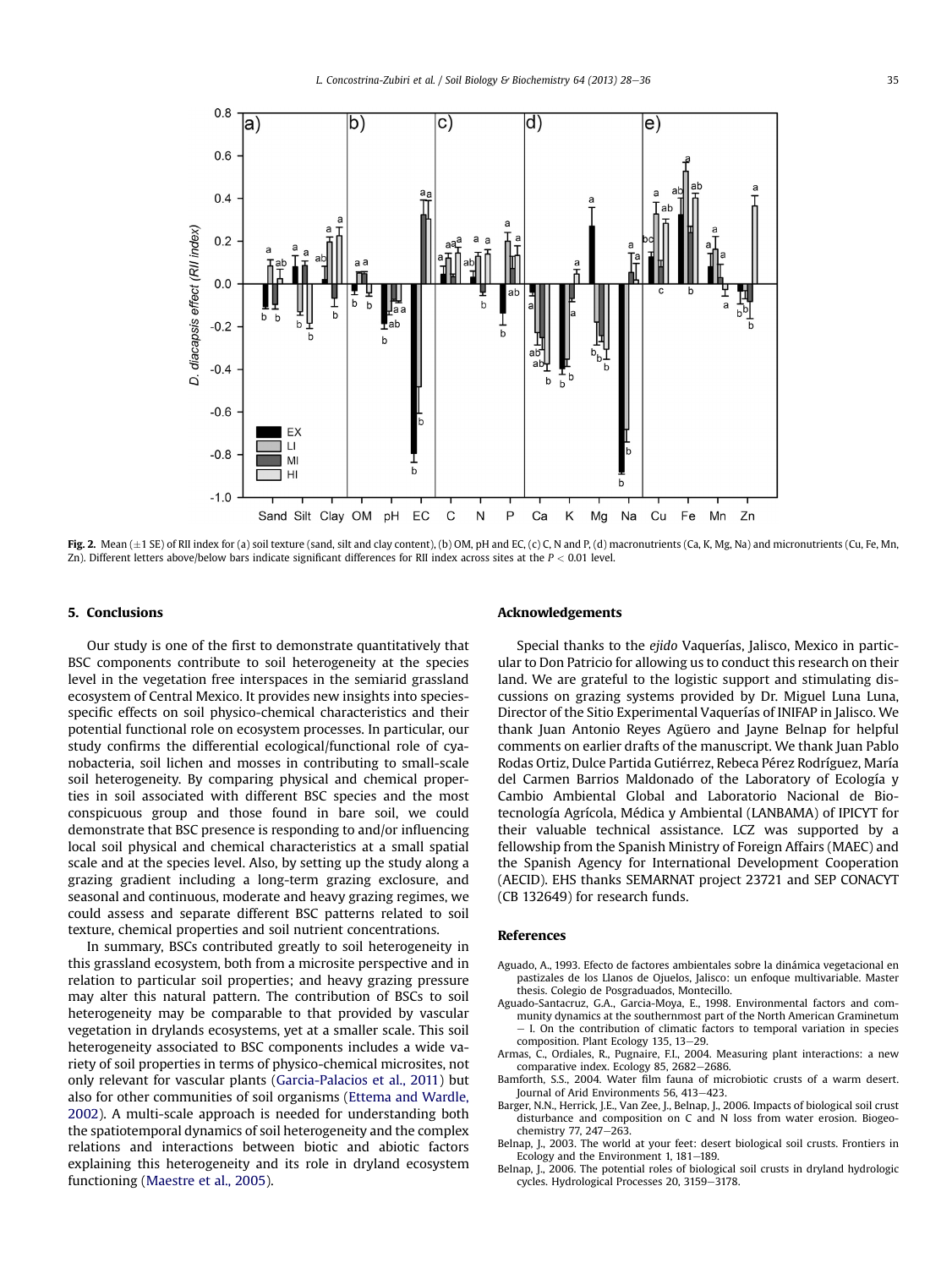Fig. 2. Mean (±1 SE) of RII index for (a) soil texture (sand, silt and clay content), (b) OM, pH and EC, (c) C, N and P, (d) macronutrients (Ca, K, Mg, Na) and micronutrients (Cu, Fe, Mn, Zn). Different letters above/below bars indicate significant differences for RII index across sites at the $P < 0.01$ level.

## 5. Conclusions

Our study is one of the first to demonstrate quantitatively that BSC components contribute to soil heterogeneity at the species level in the vegetation free interspaces in the semiarid grassland ecosystem of Central Mexico. It provides new insights into species-specific effects on soil physico-chemical characteristics and their potential functional role on ecosystem processes. In particular, our study confirms the differential ecological/functional role of cyanobacteria, soil lichen and mosses in contributing to small-scale soil heterogeneity. By comparing physical and chemical properties in soil associated with different BSC species and the most conspicuous group and those found in bare soil, we could demonstrate that BSC presence is responding to and/or influencing local soil physical and chemical characteristics at a small spatial scale and at the species level. Also, by setting up the study along a grazing gradient including a long-term grazing exclosure, and seasonal and continuous, moderate and heavy grazing regimes, we could assess and separate different BSC patterns related to soil texture, chemical properties and soil nutrient concentrations.

In summary, BSCs contributed greatly to soil heterogeneity in this grassland ecosystem, both from a microsite perspective and in relation to particular soil properties; and heavy grazing pressure may alter this natural pattern. The contribution of BSCs to soil heterogeneity may be comparable to that provided by vascular vegetation in drylands ecosystems, yet at a smaller scale. This soil heterogeneity associated to BSC components includes a wide variety of soil properties in terms of physico-chemical microsites, not only relevant for vascular plants (Garcia-Palacios et al., 2011) but also for other communities of soil organisms (Ettema and Wardle, 2002). A multi-scale approach is needed for understanding both the spatiotemporal dynamics of soil heterogeneity and the complex relations and interactions between biotic and abiotic factors explaining this heterogeneity and its role in dryland ecosystem functioning (Maestre et al., 2005).

## Acknowledgements

Special thanks to the *ejido* Vaquerías, Jalisco, Mexico in particular to Don Patricio for allowing us to conduct this research on their land. We are grateful to the logistic support and stimulating discussions on grazing systems provided by Dr. Miguel Luna Luna, Director of the Sitio Experimental Vaquerías of INIFAP in Jalisco. We thank Juan Antonio Reyes Agüero and Jayne Belnap for helpful comments on earlier drafts of the manuscript. We thank Juan Pablo Rodas Ortiz, Dulce Partida Gutiérrez, Rebeca Pérez Rodríguez, María del Carmen Barrios Maldonado of the Laboratory of Ecología y Cambio Ambiental Global and Laboratorio Nacional de Biotecnología Agrícola, Médica y Ambiental (LANBAMA) of IPICYT for their valuable technical assistance. LCZ was supported by a fellowship from the Spanish Ministry of Foreign Affairs (MAEC) and the Spanish Agency for International Development Cooperation (AECID). EHS thanks SEMARNAT project 23721 and SEP CONACYT (CB 132649) for research funds.

## References

- Aguado, A., 1993. Efecto de factores ambientales sobre la dinámica vegetacional en pastizales de los Llanos de Ojuelos, Jalisco: un enfoque multivariable. Master thesis. Colegio de Posgraduados, Montecillo.
- Aguado-Santacruz, G.A., Garcia-Moya, E., 1998. Environmental factors and community dynamics at the southernmost part of the North American Graminetum – I. On the contribution of climatic factors to temporal variation in species composition. Plant Ecology 135, 13–29.
- Armas, C., Ordiales, R., Pugnaire, F.I., 2004. Measuring plant interactions: a new comparative index. Ecology 85, 2682–2686.
- Bamforth, S.S., 2004. Water film fauna of microbiotic crusts of a warm desert. Journal of Arid Environments 56, 413–423.
- Barger, N.N., Herrick, J.E., Van Zee, J., Belnap, J., 2006. Impacts of biological soil crust disturbance and composition on C and N loss from water erosion. Biogeochemistry 77, 247–263.
- Belnap, J., 2003. The world at your feet: desert biological soil crusts. Frontiers in Ecology and the Environment 1, 181–189.
- Belnap, J., 2006. The potential roles of biological soil crusts in dryland hydrologic cycles. Hydrological Processes 20, 3159–3178.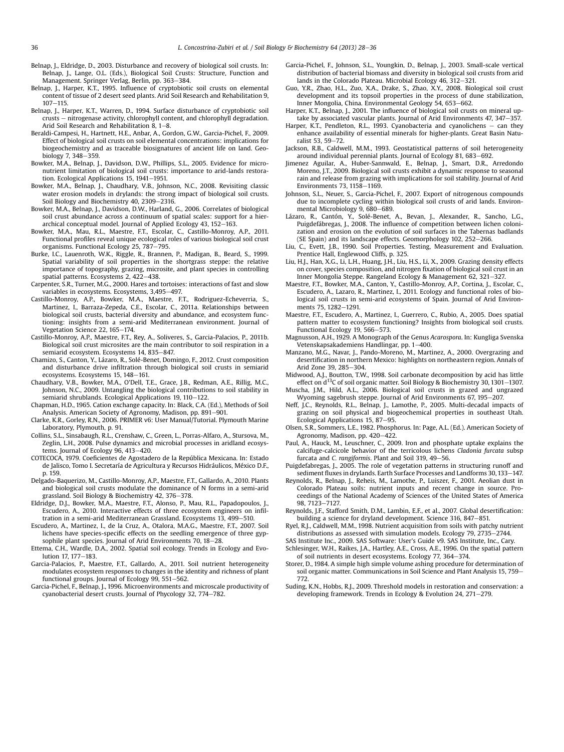Belnap, J., Eldridge, D., 2003. Disturbance and recovery of biological soil crusts. In: Belnap, J., Lange, O.L. (Eds.), Biological Soil Crusts: Structure, Function and Management. Springer Verlag, Berlin, pp. 363–384.

Belnap, J., Harper, K.T., 1995. Influence of cryptobiotic soil crusts on elemental content of tissue of 2 desert seed plants. Arid Soil Research and Rehabilitation 9, 107–115.

Belnap, J., Harper, K.T., Warren, D., 1994. Surface disturbance of cryptobiotic soil crusts – nitrogenase activity, chlorophyll content, and chlorophyll degradation. Arid Soil Research and Rehabilitation 8, 1–8.

Beraldi-Campesi, H., Hartnett, H.E., Anbar, A., Gordon, G.W., Garcia-Pichel, F., 2009. Effect of biological soil crusts on soil elemental concentrations: implications for biogeochemistry and as traceable biosignatures of ancient life on land. Geobiology 7, 348–359.

Bowker, M.A., Belnap, J., Davidson, D.W., Phillips, S.L., 2005. Evidence for micronutrient limitation of biological soil crusts: importance to arid-lands restoration. Ecological Applications 15, 1941–1951.

Bowker, M.A., Belnap, J., Chaudhary, V.B., Johnson, N.C., 2008. Revisiting classic water erosion models in drylands: the strong impact of biological soil crusts. Soil Biology and Biochemistry 40, 2309–2316.

Bowker, M.A., Belnap, J., Davidson, D.W., Harland, G., 2006. Correlates of biological soil crust abundance across a continuum of spatial scales: support for a hierarchical conceptual model. Journal of Applied Ecology 43, 152–163.

Bowker, M.A., Mau, R.L., Maestre, F.T., Escolar, C., Castillo-Monroy, A.P., 2011. Functional profiles reveal unique ecological roles of various biological soil crust organisms. Functional Ecology 25, 787–795.

Burke, I.C., Lauenroth, W.K., Riggle, R., Brannen, P., Madigan, B., Beard, S., 1999. Spatial variability of soil properties in the shortgrass steppe: the relative importance of topography, grazing, microsite, and plant species in controlling spatial patterns. Ecosystems 2, 422–438.

Carpenter, S.R., Turner, M.G., 2000. Hares and tortoises: interactions of fast and slow variables in ecosystems. Ecosystems, 3,495–497.

Castillo-Monroy, A.P., Bowker, M.A., Maestre, F.T., Rodriguez-Echeverria, S., Martinez, I., Barraza-Zepeda, C.E., Escolar, C., 2011a. Relationships between biological soil crusts, bacterial diversity and abundance, and ecosystem functioning: insights from a semi-arid Mediterranean environment. Journal of Vegetation Science 22, 165–174.

Castillo-Monroy, A.P., Maestre, F.T., Rey, A., Soliveres, S., Garcia-Palacios, P., 2011b. Biological soil crust microsites are the main contributor to soil respiration in a semiarid ecosystem. Ecosystems 14, 835–847.

Chamizo, S., Canton, Y., Lázaro, R., Solé-Benet, Domingo, F., 2012. Crust composition and disturbance drive infiltration through biological soil crusts in semiarid ecosystems. Ecosystems 15, 148–161.

Chaudhary, V.B., Bowker, M.A., O'Dell, T.E., Grace, J.B., Redman, A.E., Rillig, M.C., Johnson, N.C., 2009. Untangling the biological contributions to soil stability in semiarid shrublands. Ecological Applications 19, 110–122.

Chapman, H.D., 1965. Cation exchange capacity. In: Black, C.A. (Ed.), Methods of Soil Analysis. American Society of Agronomy, Madison, pp. 891–901.

Clarke, K.R., Gorley, R.N., 2006. PRIMER v6: User Manual/Tutorial. Plymouth Marine Laboratory, Plymouth, p. 91.

Collins, S.L., Sinsabaugh, R.L., Crenshaw, C., Green, L., Porras-Alfaro, A., Stursova, M., Zeglin, L.H., 2008. Pulse dynamics and microbial processes in aridland ecosystems. Journal of Ecology 96, 413–420.

COTECOCA, 1979. Coeficientes de Agostadero de la República Mexicana. In: Estado de Jalisco, Tomo I. Secretaría de Agricultura y Recursos Hidráulicos, México D.F., p. 159.

Delgado-Baquerizo, M., Castillo-Monroy, A.P., Maestre, F.T., Gallardo, A., 2010. Plants and biological soil crusts modulate the dominance of N forms in a semi-arid grassland. Soil Biology & Biochemistry 42, 376–378.

Eldridge, D.J., Bowker, M.A., Maestre, F.T., Alonso, P., Mau, R.L., Papadopoulos, J., Escudero, A., 2010. Interactive effects of three ecosystem engineers on infiltration in a semi-arid Mediterranean Grassland. Ecosystems 13, 499–510.

Escudero, A., Martinez, I., de la Cruz, A., Otalora, M.A.G., Maestre, F.T., 2007. Soil lichens have species-specific effects on the seedling emergence of three gypsophile plant species. Journal of Arid Environments 70, 18–28.

Ettema, C.H., Wardle, D.A., 2002. Spatial soil ecology. Trends in Ecology and Evolution 17, 177–183.

Garcia-Palacios, P., Maestre, F.T., Gallardo, A., 2011. Soil nutrient heterogeneity modulates ecosystem responses to changes in the identity and richness of plant functional groups. Journal of Ecology 99, 551–562.

Garcia-Pichel, F., Belnap, J., 1996. Microenvironments and microscale productivity of cyanobacterial desert crusts. Journal of Phycology 32, 774–782.

Garcia-Pichel, F., Johnson, S.L., Youngkin, D., Belnap, J., 2003. Small-scale vertical distribution of bacterial biomass and diversity in biological soil crusts from arid lands in the Colorado Plateau. Microbial Ecology 46, 312–321.

Guo, Y.R., Zhao, H.L., Zuo, X.A., Drake, S., Zhao, X.Y., 2008. Biological soil crust development and its topsoil properties in the process of dune stabilization, Inner Mongolia, China. Environmental Geology 54, 653–662.

Harper, K.T., Belnap, J., 2001. The influence of biological soil crusts on mineral uptake by associated vascular plants. Journal of Arid Environments 47, 347–357.

Harper, K.T., Pendleton, R.L., 1993. Cyanobacteria and cyanolichens – can they enhance availability of essential minerals for higher-plants. Great Basin Naturalist 53, 59–72.

Jackson, R.B., Caldwell, M.M., 1993. Geostatistical patterns of soil heterogeneity around individual perennial plants. Journal of Ecology 81, 683–692.

Jimenez Aguilar, A., Huber-Sannwald, E., Belnap, J., Smart, D.R., Arredondo Moreno, J.T., 2009. Biological soil crusts exhibit a dynamic response to seasonal rain and release from grazing with implications for soil stability. Journal of Arid Environments 73, 1158–1169.

Johnson, S.L., Neuer, S., Garcia-Pichel, F., 2007. Export of nitrogenous compounds due to incomplete cycling within biological soil crusts of arid lands. Environmental Microbiology 9, 680–689.

Lázaro, R., Cantón, Y., Solé-Benet, A., Bevan, J., Alexander, R., Sancho, L.G., Puigdefábregas, J., 2008. The influence of competition between lichen colonization and erosion on the evolution of soil surfaces in the Tabernas badlands (SE Spain) and its landscape effects. Geomorphology 102, 252–266.

Liu, C., Evett, J.B., 1990. Soil Properties. Testing, Measurement and Evaluation. Prentice Hall, Englewood Cliffs, p. 325.

Liu, H.J., Han, X.G., Li, L.H., Huang, J.H., Liu, H.S., Li, X., 2009. Grazing density effects on cover, species composition, and nitrogen fixation of biological soil crust in an Inner Mongolia Steppe. Rangeland Ecology & Management 62, 321–327.

Maestre, F.T., Bowker, M.A., Canton, Y., Castillo-Monroy, A.P., Cortina, J., Escolar, C., Escudero, A., Lazaro, R., Martinez, I., 2011. Ecology and functional roles of biological soil crusts in semi-arid ecosystems of Spain. Journal of Arid Environments 75, 1282–1291.

Maestre, F.T., Escudero, A., Martinez, I., Guerrero, C., Rubio, A., 2005. Does spatial pattern matter to ecosystem functioning? Insights from biological soil crusts. Functional Ecology 19, 566–573.

Magnusson, A.H., 1929. A Monograph of the Genus *Acarospora*. In: Kungliga Svenska Vetenskapsakademiens Handlingar, pp. 1–400.

Manzano, M.G., Navar, J., Pando-Moreno, M., Martinez, A., 2000. Overgrazing and desertification in northern Mexico: highlights on northeastern region. Annals of Arid Zone 39, 285–304.

Midwood, A.J., Boutton, T.W., 1998. Soil carbonate decomposition by acid has little effect on d$^{13}$C of soil organic matter. Soil Biology & Biochemistry 30, 1301–1307.

Muscha, J.M., Hild, A.L., 2006. Biological soil crusts in grazed and ungrazed Wyoming sagebrush steppe. Journal of Arid Environments 67, 195–207.

Neff, J.C., Reynolds, R.L., Belnap, J., Lamothe, P., 2005. Multi-decadal impacts of grazing on soil physical and biogeochemical properties in southeast Utah. Ecological Applications 15, 87–95.

Olsen, S.R., Sommers, L.E., 1982. Phosphorus. In: Page, A.L. (Ed.). American Society of Agronomy, Madison, pp. 420–422.

Paul, A., Hauck, M., Leuschner, C., 2009. Iron and phosphate uptake explains the calcifuge-calcicole behavior of the terricolous lichens *Cladonia furcata* subsp furcata and *C. rangiformis*. Plant and Soil 319, 49–56.

Puigdefabregas, J., 2005. The role of vegetation patterns in structuring runoff and sediment fluxes in drylands. Earth Surface Processes and Landforms 30, 133–147.

Reynolds, R., Belnap, J., Reheis, M., Lamothe, P., Luiszer, F., 2001. Aeolian dust in Colorado Plateau soils: nutrient inputs and recent change in source. Proceedings of the National Academy of Sciences of the United States of America 98, 7123–7127.

Reynolds, J.F., Stafford Smith, D.M., Lambin, E.F., et al., 2007. Global desertification: building a science for dryland development. Science 316, 847–851.

Ryel, R.J., Caldwell, M.M., 1998. Nutrient acquisition from soils with patchy nutrient distributions as assessed with simulation models. Ecology 79, 2735–2744.

SAS Institute Inc., 2009. SAS Software: User's Guide v9. SAS Institute, Inc., Cary.

Schlesinger, W.H., Raikes, J.A., Hartley, A.E., Cross, A.E., 1996. On the spatial pattern of soil nutrients in desert ecosystems. Ecology 77, 364–374.

Storer, D., 1984. A simple high simple volume ashing procedure for determination of soil organic matter. Communications in Soil Science and Plant Analysis 15, 759–772.

Suding, K.N., Hobbs, R.J., 2009. Threshold models in restoration and conservation: a developing framework. Trends in Ecology & Evolution 24, 271–279.